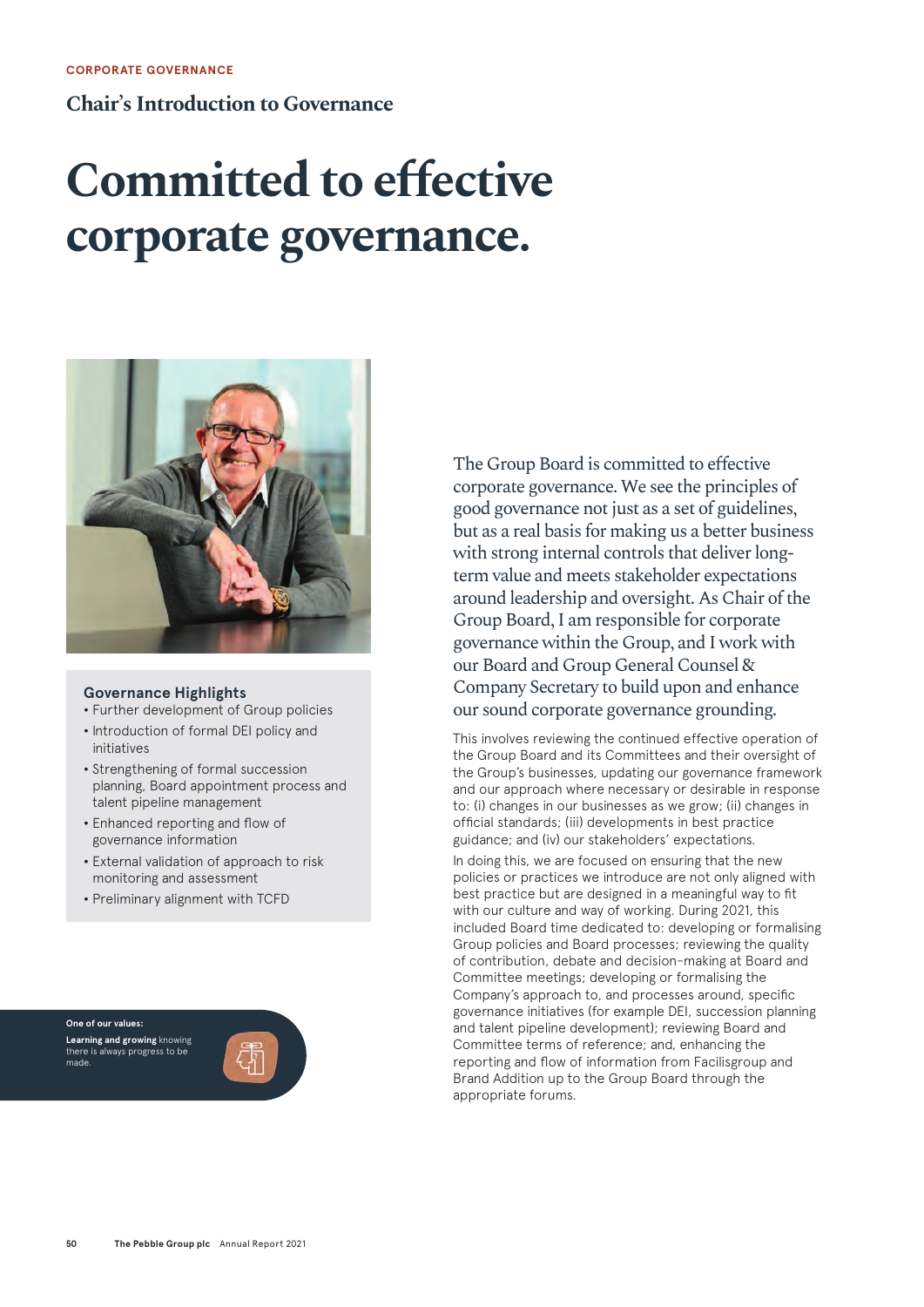CORPORATE GOVERNANCE

## Chair's Introduction to Governance

# Committed to effective corporate governance.

### Governance Highlights

- Further development of Group policies
- Introduction of formal DEI policy and initiatives
- Strengthening of formal succession planning, Board appointment process and talent pipeline management
- Enhanced reporting and flow of governance information
- External validation of approach to risk monitoring and assessment
- Preliminary alignment with TCFD

**One of our values:**

**Learning and growing** knowing there is always progress to be made.

The Group Board is committed to effective corporate governance. We see the principles of good governance not just as a set of guidelines, but as a real basis for making us a better business with strong internal controls that deliver long-term value and meets stakeholder expectations around leadership and oversight. As Chair of the Group Board, I am responsible for corporate governance within the Group, and I work with our Board and Group General Counsel & Company Secretary to build upon and enhance our sound corporate governance grounding.

This involves reviewing the continued effective operation of the Group Board and its Committees and their oversight of the Group's businesses, updating our governance framework and our approach where necessary or desirable in response to: (i) changes in our businesses as we grow; (ii) changes in official standards; (iii) developments in best practice guidance; and (iv) our stakeholders' expectations.

In doing this, we are focused on ensuring that the new policies or practices we introduce are not only aligned with best practice but are designed in a meaningful way to fit with our culture and way of working. During 2021, this included Board time dedicated to: developing or formalising Group policies and Board processes; reviewing the quality of contribution, debate and decision-making at Board and Committee meetings; developing or formalising the Company's approach to, and processes around, specific governance initiatives (for example DEI, succession planning and talent pipeline development); reviewing Board and Committee terms of reference; and, enhancing the reporting and flow of information from Facilisgroup and Brand Addition up to the Group Board through the appropriate forums.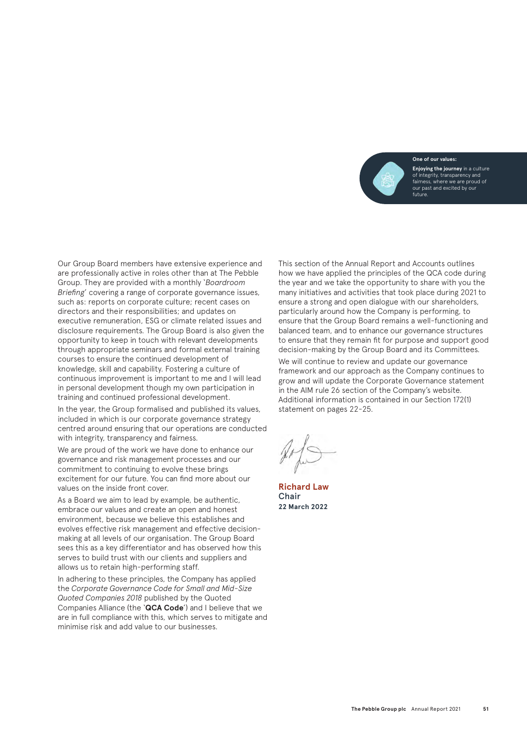**One of our values:**

**Enjoying the journey** in a culture of integrity, transparency and fairness, where we are proud of our past and excited by our future.

Our Group Board members have extensive experience and are professionally active in roles other than at The Pebble Group. They are provided with a monthly '*Boardroom Briefing*' covering a range of corporate governance issues, such as: reports on corporate culture; recent cases on directors and their responsibilities; and updates on executive remuneration, ESG or climate related issues and disclosure requirements. The Group Board is also given the opportunity to keep in touch with relevant developments through appropriate seminars and formal external training courses to ensure the continued development of knowledge, skill and capability. Fostering a culture of continuous improvement is important to me and I will lead in personal development though my own participation in training and continued professional development.

In the year, the Group formalised and published its values, included in which is our corporate governance strategy centred around ensuring that our operations are conducted with integrity, transparency and fairness.

We are proud of the work we have done to enhance our governance and risk management processes and our commitment to continuing to evolve these brings excitement for our future. You can find more about our values on the inside front cover.

As a Board we aim to lead by example, be authentic, embrace our values and create an open and honest environment, because we believe this establishes and evolves effective risk management and effective decision-making at all levels of our organisation. The Group Board sees this as a key differentiator and has observed how this serves to build trust with our clients and suppliers and allows us to retain high-performing staff.

In adhering to these principles, the Company has applied the *Corporate Governance Code for Small and Mid-Size Quoted Companies 2018* published by the Quoted Companies Alliance (the '**QCA Code**') and I believe that we are in full compliance with this, which serves to mitigate and minimise risk and add value to our businesses.

This section of the Annual Report and Accounts outlines how we have applied the principles of the QCA code during the year and we take the opportunity to share with you the many initiatives and activities that took place during 2021 to ensure a strong and open dialogue with our shareholders, particularly around how the Company is performing, to ensure that the Group Board remains a well-functioning and balanced team, and to enhance our governance structures to ensure that they remain fit for purpose and support good decision-making by the Group Board and its Committees.

We will continue to review and update our governance framework and our approach as the Company continues to grow and will update the Corporate Governance statement in the AIM rule 26 section of the Company's website. Additional information is contained in our Section 172(1) statement on pages 22-25.

**Richard Law**
Chair
**22 March 2022**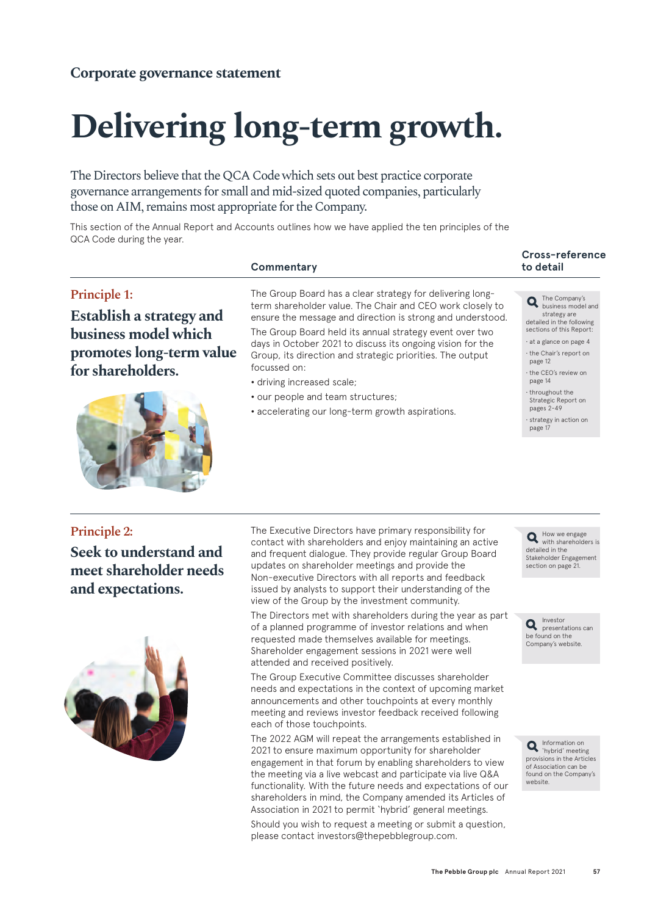Corporate governance statement

# Delivering long-term growth.

The Directors believe that the QCA Code which sets out best practice corporate governance arrangements for small and mid-sized quoted companies, particularly those on AIM, remains most appropriate for the Company.

This section of the Annual Report and Accounts outlines how we have applied the ten principles of the QCA Code during the year.

| | Commentary | Cross-reference to detail |
|---|---|---|

## Principle 1:

### Establish a strategy and business model which promotes long-term value for shareholders.

**Commentary**

The Group Board has a clear strategy for delivering long-term shareholder value. The Chair and CEO work closely to ensure the message and direction is strong and understood.

The Group Board held its annual strategy event over two days in October 2021 to discuss its ongoing vision for the Group, its direction and strategic priorities. The output focussed on:

- driving increased scale;
- our people and team structures;
- accelerating our long-term growth aspirations.

**Cross-reference to detail**

The Company's business model and strategy are detailed in the following sections of this Report:

- at a glance on page 4
- the Chair's report on page 12
- the CEO's review on page 14
- throughout the Strategic Report on pages 2–49
- strategy in action on page 17

## Principle 2:

### Seek to understand and meet shareholder needs and expectations.

**Commentary**

The Executive Directors have primary responsibility for contact with shareholders and enjoy maintaining an active and frequent dialogue. They provide regular Group Board updates on shareholder meetings and provide the Non-executive Directors with all reports and feedback issued by analysts to support their understanding of the view of the Group by the investment community.

The Directors met with shareholders during the year as part of a planned programme of investor relations and when requested made themselves available for meetings. Shareholder engagement sessions in 2021 were well attended and received positively.

The Group Executive Committee discusses shareholder needs and expectations in the context of upcoming market announcements and other touchpoints at every monthly meeting and reviews investor feedback received following each of those touchpoints.

The 2022 AGM will repeat the arrangements established in 2021 to ensure maximum opportunity for shareholder engagement in that forum by enabling shareholders to view the meeting via a live webcast and participate via live Q&A functionality. With the future needs and expectations of our shareholders in mind, the Company amended its Articles of Association in 2021 to permit 'hybrid' general meetings.

Should you wish to request a meeting or submit a question, please contact investors@thepebblegroup.com.

**Cross-reference to detail**

How we engage with shareholders is detailed in the Stakeholder Engagement section on page 21.

Investor presentations can be found on the Company's website.

Information on 'hybrid' meeting provisions in the Articles of Association can be found on the Company's website.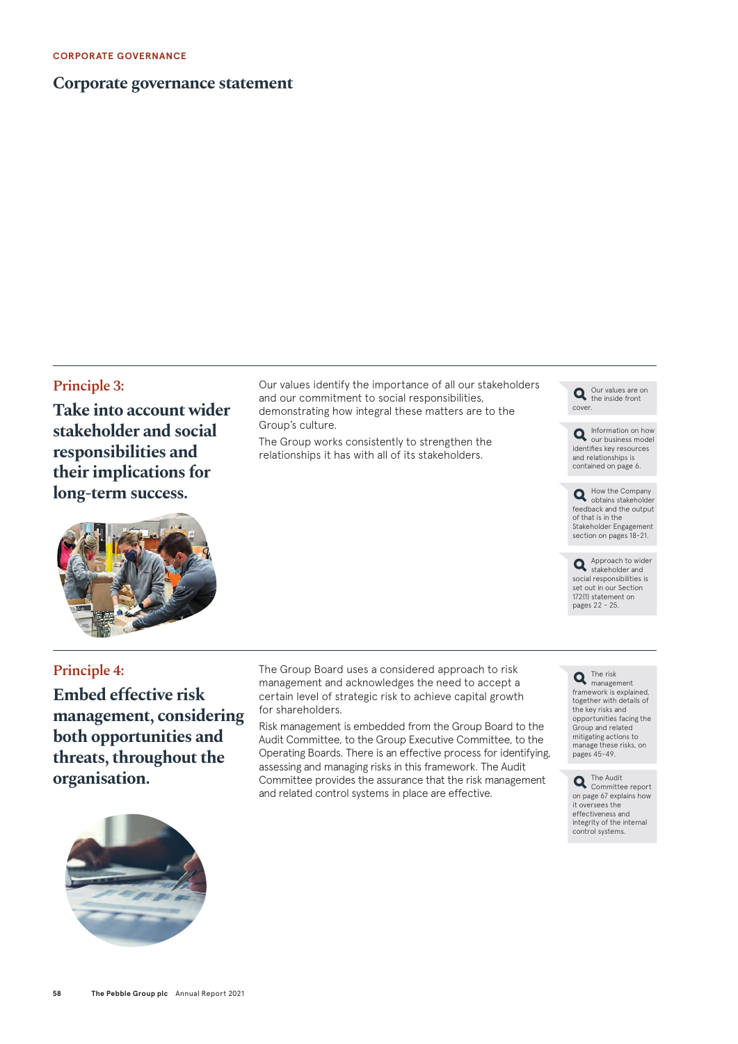# Corporate governance statement

## Principle 3:

### Take into account wider stakeholder and social responsibilities and their implications for long-term success.

Our values identify the importance of all our stakeholders and our commitment to social responsibilities, demonstrating how integral these matters are to the Group's culture.

The Group works consistently to strengthen the relationships it has with all of its stakeholders.

> Our values are on the inside front cover.

> Information on how our business model identifies key resources and relationships is contained on page 6.

> How the Company obtains stakeholder feedback and the output of that is in the Stakeholder Engagement section on pages 18-21.

> Approach to wider stakeholder and social responsibilities is set out in our Section 172(1) statement on pages 22 – 25.

## Principle 4:

### Embed effective risk management, considering both opportunities and threats, throughout the organisation.

The Group Board uses a considered approach to risk management and acknowledges the need to accept a certain level of strategic risk to achieve capital growth for shareholders.

Risk management is embedded from the Group Board to the Audit Committee, to the Group Executive Committee, to the Operating Boards. There is an effective process for identifying, assessing and managing risks in this framework. The Audit Committee provides the assurance that the risk management and related control systems in place are effective.

> The risk management framework is explained, together with details of the key risks and opportunities facing the Group and related mitigating actions to manage these risks, on pages 45-49.

> The Audit Committee report on page 67 explains how it oversees the effectiveness and integrity of the internal control systems.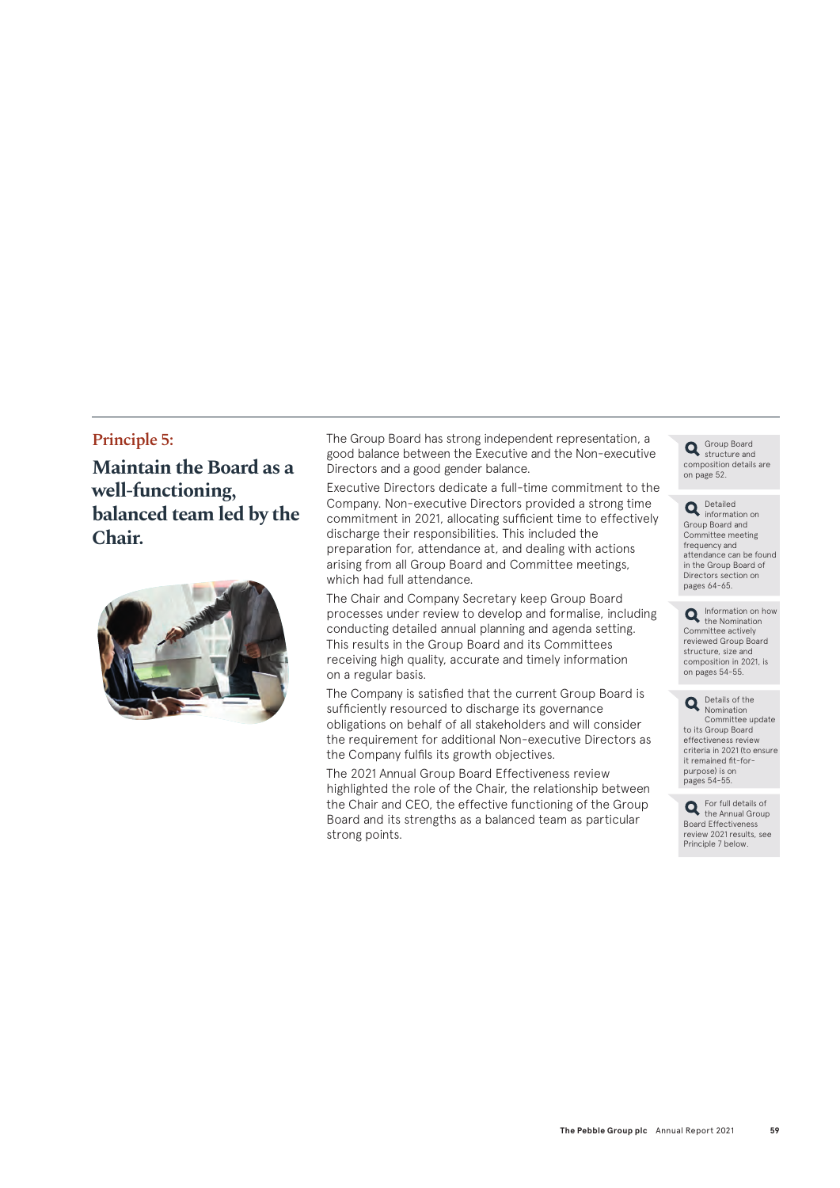## Principle 5:

## Maintain the Board as a well-functioning, balanced team led by the Chair.

The Group Board has strong independent representation, a good balance between the Executive and the Non-executive Directors and a good gender balance.

Executive Directors dedicate a full-time commitment to the Company. Non-executive Directors provided a strong time commitment in 2021, allocating sufficient time to effectively discharge their responsibilities. This included the preparation for, attendance at, and dealing with actions arising from all Group Board and Committee meetings, which had full attendance.

The Chair and Company Secretary keep Group Board processes under review to develop and formalise, including conducting detailed annual planning and agenda setting. This results in the Group Board and its Committees receiving high quality, accurate and timely information on a regular basis.

The Company is satisfied that the current Group Board is sufficiently resourced to discharge its governance obligations on behalf of all stakeholders and will consider the requirement for additional Non-executive Directors as the Company fulfils its growth objectives.

The 2021 Annual Group Board Effectiveness review highlighted the role of the Chair, the relationship between the Chair and CEO, the effective functioning of the Group Board and its strengths as a balanced team as particular strong points.

Group Board structure and composition details are on page 52.

Detailed information on Group Board and Committee meeting frequency and attendance can be found in the Group Board of Directors section on pages 64-65.

Information on how the Nomination Committee actively reviewed Group Board structure, size and composition in 2021, is on pages 54-55.

Details of the Nomination Committee update to its Group Board effectiveness review criteria in 2021 (to ensure it remained fit-for-purpose) is on pages 54-55.

For full details of the Annual Group Board Effectiveness review 2021 results, see Principle 7 below.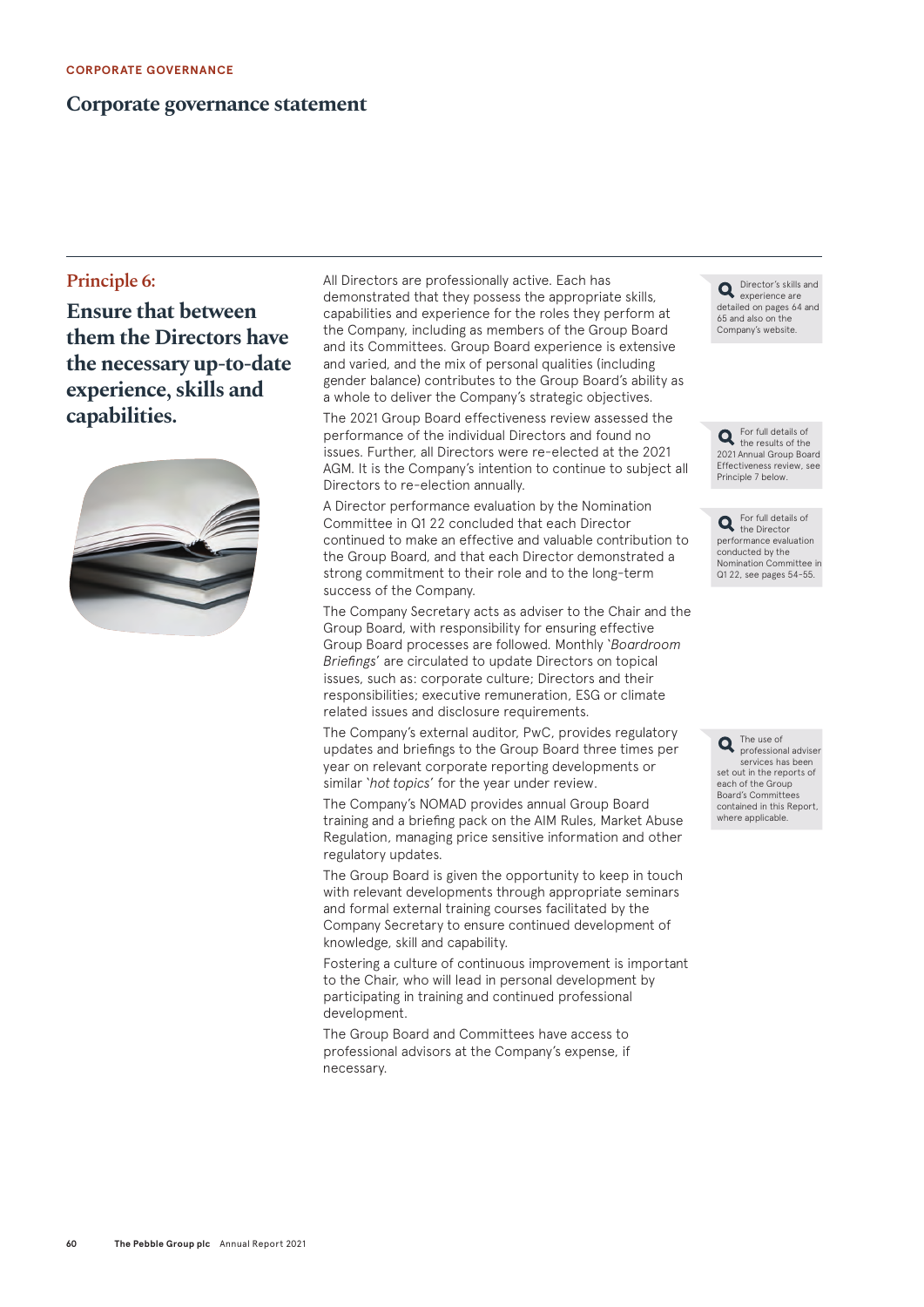CORPORATE GOVERNANCE

# Corporate governance statement

## Principle 6:

## Ensure that between them the Directors have the necessary up-to-date experience, skills and capabilities.

All Directors are professionally active. Each has demonstrated that they possess the appropriate skills, capabilities and experience for the roles they perform at the Company, including as members of the Group Board and its Committees. Group Board experience is extensive and varied, and the mix of personal qualities (including gender balance) contributes to the Group Board's ability as a whole to deliver the Company's strategic objectives.

> Director's skills and experience are detailed on pages 64 and 65 and also on the Company's website.

The 2021 Group Board effectiveness review assessed the performance of the individual Directors and found no issues. Further, all Directors were re-elected at the 2021 AGM. It is the Company's intention to continue to subject all Directors to re-election annually.

> For full details of the results of the 2021 Annual Group Board Effectiveness review, see Principle 7 below.

A Director performance evaluation by the Nomination Committee in Q1 22 concluded that each Director continued to make an effective and valuable contribution to the Group Board, and that each Director demonstrated a strong commitment to their role and to the long-term success of the Company.

> For full details of the Director performance evaluation conducted by the Nomination Committee in Q1 22, see pages 54–55.

The Company Secretary acts as adviser to the Chair and the Group Board, with responsibility for ensuring effective Group Board processes are followed. Monthly '*Boardroom Briefings*' are circulated to update Directors on topical issues, such as: corporate culture; Directors and their responsibilities; executive remuneration, ESG or climate related issues and disclosure requirements.

The Company's external auditor, PwC, provides regulatory updates and briefings to the Group Board three times per year on relevant corporate reporting developments or similar '*hot topics*' for the year under review.

> The use of professional adviser services has been set out in the reports of each of the Group Board's Committees contained in this Report, where applicable.

The Company's NOMAD provides annual Group Board training and a briefing pack on the AIM Rules, Market Abuse Regulation, managing price sensitive information and other regulatory updates.

The Group Board is given the opportunity to keep in touch with relevant developments through appropriate seminars and formal external training courses facilitated by the Company Secretary to ensure continued development of knowledge, skill and capability.

Fostering a culture of continuous improvement is important to the Chair, who will lead in personal development by participating in training and continued professional development.

The Group Board and Committees have access to professional advisors at the Company's expense, if necessary.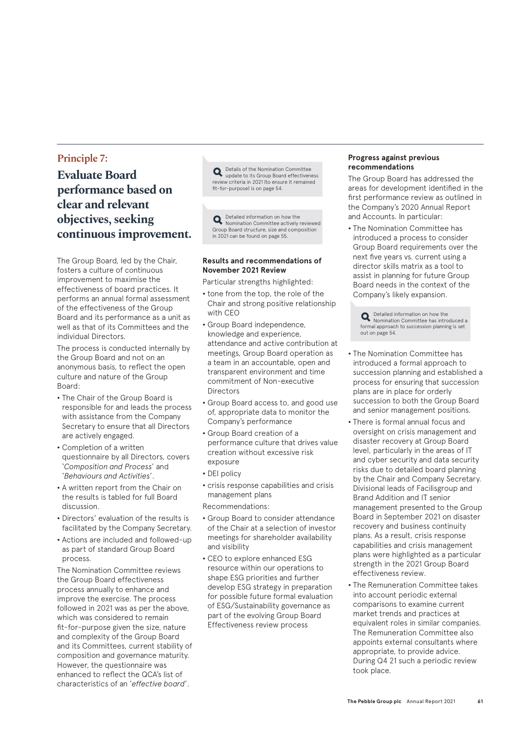## Principle 7:

# Evaluate Board performance based on clear and relevant objectives, seeking continuous improvement.

The Group Board, led by the Chair, fosters a culture of continuous improvement to maximise the effectiveness of board practices. It performs an annual formal assessment of the effectiveness of the Group Board and its performance as a unit as well as that of its Committees and the individual Directors.

The process is conducted internally by the Group Board and not on an anonymous basis, to reflect the open culture and nature of the Group Board:

- The Chair of the Group Board is responsible for and leads the process with assistance from the Company Secretary to ensure that all Directors are actively engaged.
- Completion of a written questionnaire by all Directors, covers '*Composition and Process*' and '*Behaviours and Activities*'.
- A written report from the Chair on the results is tabled for full Board discussion.
- Directors' evaluation of the results is facilitated by the Company Secretary.
- Actions are included and followed-up as part of standard Group Board process.

The Nomination Committee reviews the Group Board effectiveness process annually to enhance and improve the exercise. The process followed in 2021 was as per the above, which was considered to remain fit-for-purpose given the size, nature and complexity of the Group Board and its Committees, current stability of composition and governance maturity. However, the questionnaire was enhanced to reflect the QCA's list of characteristics of an '*effective board*'.

Details of the Nomination Committee update to its Group Board effectiveness review criteria in 2021 (to ensure it remained fit-for-purpose) is on page 54.

Detailed information on how the Nomination Committee actively reviewed Group Board structure, size and composition in 2021 can be found on page 55.

### Results and recommendations of November 2021 Review

Particular strengths highlighted:

- tone from the top, the role of the Chair and strong positive relationship with CEO
- Group Board independence, knowledge and experience, attendance and active contribution at meetings, Group Board operation as a team in an accountable, open and transparent environment and time commitment of Non-executive Directors
- Group Board access to, and good use of, appropriate data to monitor the Company's performance
- Group Board creation of a performance culture that drives value creation without excessive risk exposure
- DEI policy
- crisis response capabilities and crisis management plans

Recommendations:

- Group Board to consider attendance of the Chair at a selection of investor meetings for shareholder availability and visibility
- CEO to explore enhanced ESG resource within our operations to shape ESG priorities and further develop ESG strategy in preparation for possible future formal evaluation of ESG/Sustainability governance as part of the evolving Group Board Effectiveness review process

### Progress against previous recommendations

The Group Board has addressed the areas for development identified in the first performance review as outlined in the Company's 2020 Annual Report and Accounts. In particular:

- The Nomination Committee has introduced a process to consider Group Board requirements over the next five years vs. current using a director skills matrix as a tool to assist in planning for future Group Board needs in the context of the Company's likely expansion.

Detailed information on how the Nomination Committee has introduced a formal approach to succession planning is set out on page 54.

- The Nomination Committee has introduced a formal approach to succession planning and established a process for ensuring that succession plans are in place for orderly succession to both the Group Board and senior management positions.
- There is formal annual focus and oversight on crisis management and disaster recovery at Group Board level, particularly in the areas of IT and cyber security and data security risks due to detailed board planning by the Chair and Company Secretary. Divisional leads of Facilisgroup and Brand Addition and IT senior management presented to the Group Board in September 2021 on disaster recovery and business continuity plans. As a result, crisis response capabilities and crisis management plans were highlighted as a particular strength in the 2021 Group Board effectiveness review.
- The Remuneration Committee takes into account periodic external comparisons to examine current market trends and practices at equivalent roles in similar companies. The Remuneration Committee also appoints external consultants where appropriate, to provide advice. During Q4 21 such a periodic review took place.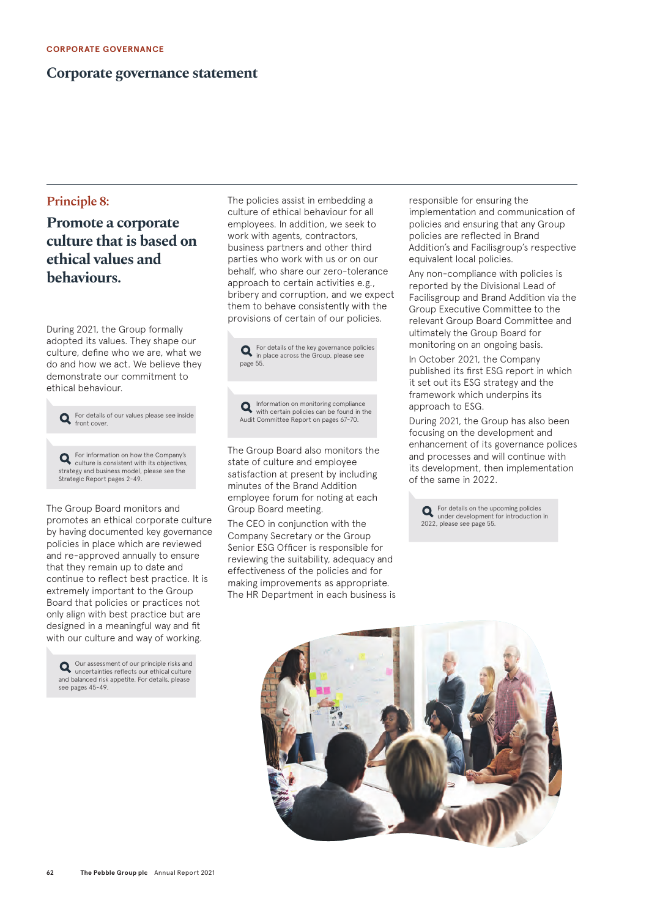CORPORATE GOVERNANCE

# Corporate governance statement

## Principle 8:

## Promote a corporate culture that is based on ethical values and behaviours.

During 2021, the Group formally adopted its values. They shape our culture, define who we are, what we do and how we act. We believe they demonstrate our commitment to ethical behaviour.

> For details of our values please see inside front cover.

> For information on how the Company's culture is consistent with its objectives, strategy and business model, please see the Strategic Report pages 2–49.

The Group Board monitors and promotes an ethical corporate culture by having documented key governance policies in place which are reviewed and re-approved annually to ensure that they remain up to date and continue to reflect best practice. It is extremely important to the Group Board that policies or practices not only align with best practice but are designed in a meaningful way and fit with our culture and way of working.

> Our assessment of our principle risks and uncertainties reflects our ethical culture and balanced risk appetite. For details, please see pages 45–49.

The policies assist in embedding a culture of ethical behaviour for all employees. In addition, we seek to work with agents, contractors, business partners and other third parties who work with us or on our behalf, who share our zero-tolerance approach to certain activities e.g., bribery and corruption, and we expect them to behave consistently with the provisions of certain of our policies.

> For details of the key governance policies in place across the Group, please see page 55.

> Information on monitoring compliance with certain policies can be found in the Audit Committee Report on pages 67–70.

The Group Board also monitors the state of culture and employee satisfaction at present by including minutes of the Brand Addition employee forum for noting at each Group Board meeting.

The CEO in conjunction with the Company Secretary or the Group Senior ESG Officer is responsible for reviewing the suitability, adequacy and effectiveness of the policies and for making improvements as appropriate. The HR Department in each business is responsible for ensuring the implementation and communication of policies and ensuring that any Group policies are reflected in Brand Addition's and Facilisgroup's respective equivalent local policies.

Any non-compliance with policies is reported by the Divisional Lead of Facilisgroup and Brand Addition via the Group Executive Committee to the relevant Group Board Committee and ultimately the Group Board for monitoring on an ongoing basis.

In October 2021, the Company published its first ESG report in which it set out its ESG strategy and the framework which underpins its approach to ESG.

During 2021, the Group has also been focusing on the development and enhancement of its governance polices and processes and will continue with its development, then implementation of the same in 2022.

> For details on the upcoming policies under development for introduction in 2022, please see page 55.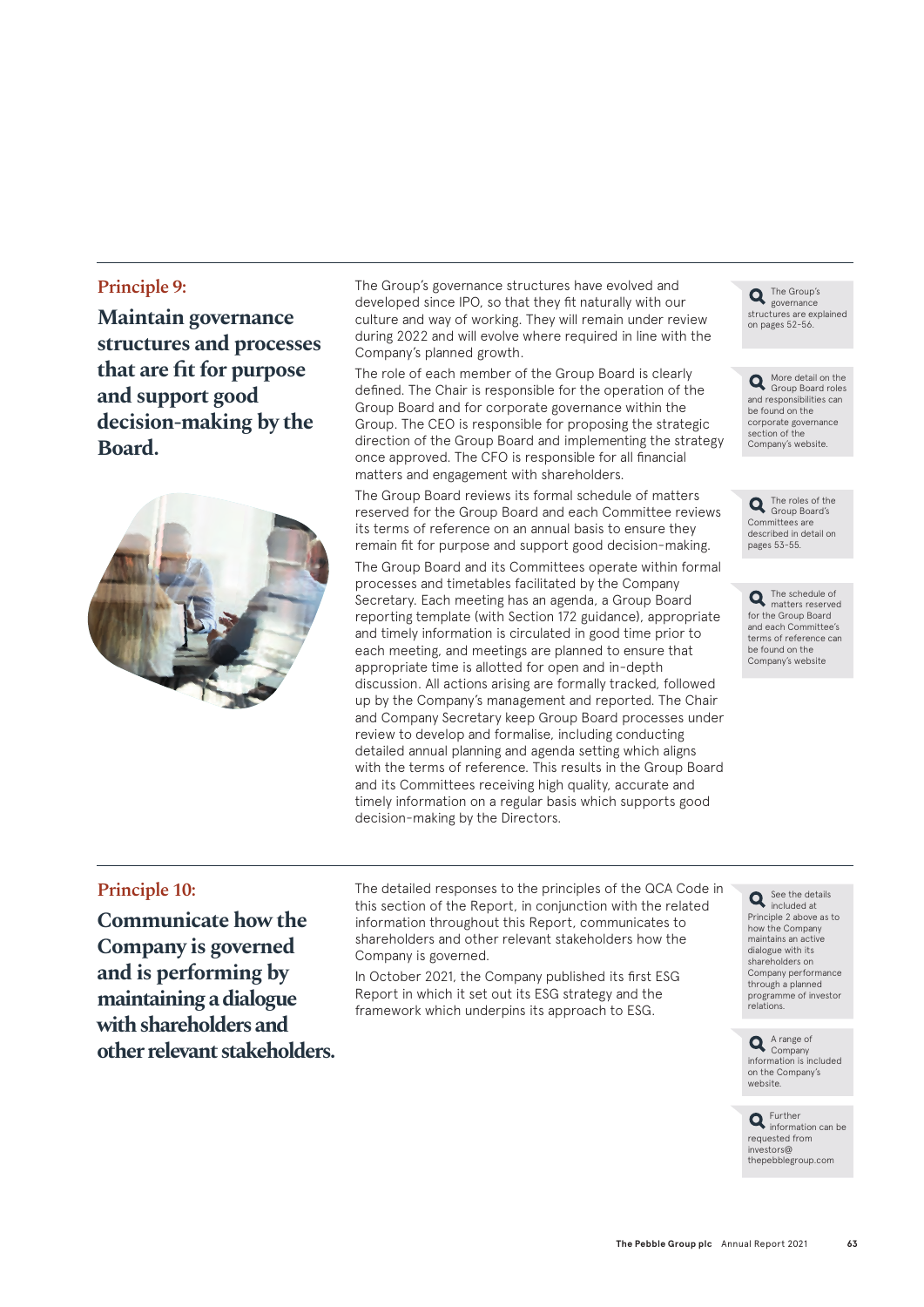## Principle 9:

### Maintain governance structures and processes that are fit for purpose and support good decision-making by the Board.

The Group's governance structures have evolved and developed since IPO, so that they fit naturally with our culture and way of working. They will remain under review during 2022 and will evolve where required in line with the Company's planned growth.

The role of each member of the Group Board is clearly defined. The Chair is responsible for the operation of the Group Board and for corporate governance within the Group. The CEO is responsible for proposing the strategic direction of the Group Board and implementing the strategy once approved. The CFO is responsible for all financial matters and engagement with shareholders.

The Group Board reviews its formal schedule of matters reserved for the Group Board and each Committee reviews its terms of reference on an annual basis to ensure they remain fit for purpose and support good decision-making.

The Group Board and its Committees operate within formal processes and timetables facilitated by the Company Secretary. Each meeting has an agenda, a Group Board reporting template (with Section 172 guidance), appropriate and timely information is circulated in good time prior to each meeting, and meetings are planned to ensure that appropriate time is allotted for open and in-depth discussion. All actions arising are formally tracked, followed up by the Company's management and reported. The Chair and Company Secretary keep Group Board processes under review to develop and formalise, including conducting detailed annual planning and agenda setting which aligns with the terms of reference. This results in the Group Board and its Committees receiving high quality, accurate and timely information on a regular basis which supports good decision-making by the Directors.

The Group's governance structures are explained on pages 52-56.

More detail on the Group Board roles and responsibilities can be found on the corporate governance section of the Company's website.

The roles of the Group Board's Committees are described in detail on pages 53-55.

The schedule of matters reserved for the Group Board and each Committee's terms of reference can be found on the Company's website

## Principle 10:

### Communicate how the Company is governed and is performing by maintaining a dialogue with shareholders and other relevant stakeholders.

The detailed responses to the principles of the QCA Code in this section of the Report, in conjunction with the related information throughout this Report, communicates to shareholders and other relevant stakeholders how the Company is governed.

In October 2021, the Company published its first ESG Report in which it set out its ESG strategy and the framework which underpins its approach to ESG.

See the details included at Principle 2 above as to how the Company maintains an active dialogue with its shareholders on Company performance through a planned programme of investor relations.

A range of Company information is included on the Company's website.

Further information can be requested from investors@thepebblegroup.com